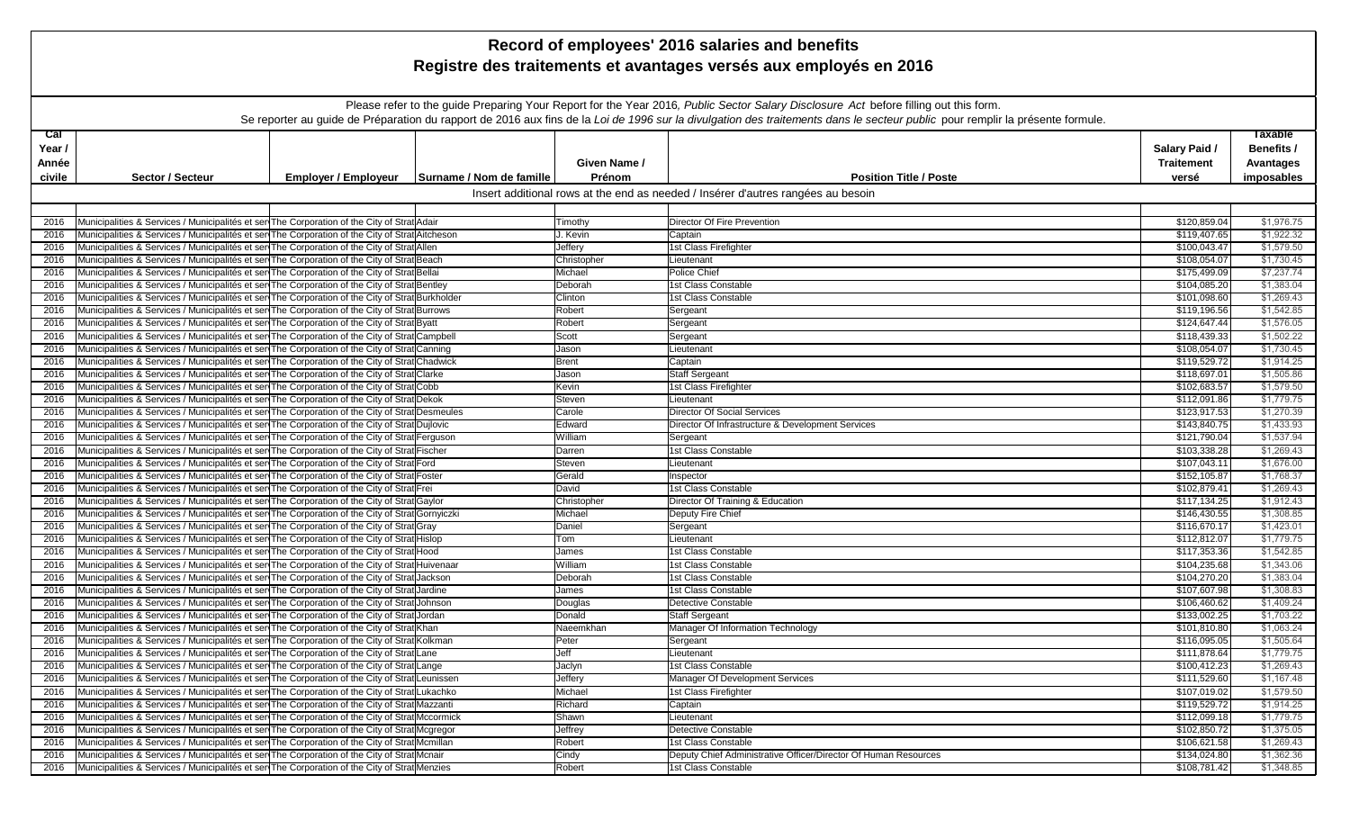# Record of employees' 2016 salaries and benefits

# Registre des traitements et avantages versés aux employés en 2016

Please refer to the guide Preparing Your Report for the Year 2016, *Public Sector Salary Disclosure Act* before filling out this form.

Se reporter au guide de Préparation du rapport de 2016 aux fins de la *Loi de 1996 sur la divulgation des traitements dans le secteur public* pour remplir la présente formule.

| Cal Year / Année civile | Sector / Secteur | Employer / Employeur | Surname / Nom de famille | Given Name / Prénom | Position Title / Poste | Salary Paid / Traitement versé | Taxable Benefits / Avantages imposables |
|---|---|---|---|---|---|---|---|
| | Insert additional rows at the end as needed / Insérer d'autres rangées au besoin | | | | | | |
| 2016 | Municipalities & Services / Municipalités et ser | The Corporation of the City of Strat | Adair | Timothy | Director Of Fire Prevention | $120,859.04 | $1,976.75 |
| 2016 | Municipalities & Services / Municipalités et ser | The Corporation of the City of Strat | Aitcheson | J. Kevin | Captain | $119,407.65 | $1,922.32 |
| 2016 | Municipalities & Services / Municipalités et ser | The Corporation of the City of Strat | Allen | Jeffery | 1st Class Firefighter | $100,043.47 | $1,579.50 |
| 2016 | Municipalities & Services / Municipalités et ser | The Corporation of the City of Strat | Beach | Christopher | Lieutenant | $108,054.07 | $1,730.45 |
| 2016 | Municipalities & Services / Municipalités et ser | The Corporation of the City of Strat | Bellai | Michael | Police Chief | $175,499.09 | $7,237.74 |
| 2016 | Municipalities & Services / Municipalités et ser | The Corporation of the City of Strat | Bentley | Deborah | 1st Class Constable | $104,085.20 | $1,383.04 |
| 2016 | Municipalities & Services / Municipalités et ser | The Corporation of the City of Strat | Burkholder | Clinton | 1st Class Constable | $101,098.60 | $1,269.43 |
| 2016 | Municipalities & Services / Municipalités et ser | The Corporation of the City of Strat | Burrows | Robert | Sergeant | $119,196.56 | $1,542.85 |
| 2016 | Municipalities & Services / Municipalités et ser | The Corporation of the City of Strat | Byatt | Robert | Sergeant | $124,647.44 | $1,576.05 |
| 2016 | Municipalities & Services / Municipalités et ser | The Corporation of the City of Strat | Campbell | Scott | Sergeant | $118,439.33 | $1,502.22 |
| 2016 | Municipalities & Services / Municipalités et ser | The Corporation of the City of Strat | Canning | Jason | Lieutenant | $108,054.07 | $1,730.45 |
| 2016 | Municipalities & Services / Municipalités et ser | The Corporation of the City of Strat | Chadwick | Brent | Captain | $119,529.72 | $1,914.25 |
| 2016 | Municipalities & Services / Municipalités et ser | The Corporation of the City of Strat | Clarke | Jason | Staff Sergeant | $118,697.01 | $1,505.86 |
| 2016 | Municipalities & Services / Municipalités et ser | The Corporation of the City of Strat | Cobb | Kevin | 1st Class Firefighter | $102,683.57 | $1,579.50 |
| 2016 | Municipalities & Services / Municipalités et ser | The Corporation of the City of Strat | Dekok | Steven | Lieutenant | $112,091.86 | $1,779.75 |
| 2016 | Municipalities & Services / Municipalités et ser | The Corporation of the City of Strat | Desmeules | Carole | Director Of Social Services | $123,917.53 | $1,270.39 |
| 2016 | Municipalities & Services / Municipalités et ser | The Corporation of the City of Strat | Dujlovic | Edward | Director Of Infrastructure & Development Services | $143,840.75 | $1,433.93 |
| 2016 | Municipalities & Services / Municipalités et ser | The Corporation of the City of Strat | Ferguson | William | Sergeant | $121,790.04 | $1,537.94 |
| 2016 | Municipalities & Services / Municipalités et ser | The Corporation of the City of Strat | Fischer | Darren | 1st Class Constable | $103,338.28 | $1,269.43 |
| 2016 | Municipalities & Services / Municipalités et ser | The Corporation of the City of Strat | Ford | Steven | Lieutenant | $107,043.11 | $1,676.00 |
| 2016 | Municipalities & Services / Municipalités et ser | The Corporation of the City of Strat | Foster | Gerald | Inspector | $152,105.87 | $1,768.37 |
| 2016 | Municipalities & Services / Municipalités et ser | The Corporation of the City of Strat | Frei | David | 1st Class Constable | $102,879.41 | $1,269.43 |
| 2016 | Municipalities & Services / Municipalités et ser | The Corporation of the City of Strat | Gaylor | Christopher | Director Of Training & Education | $117,134.25 | $1,912.43 |
| 2016 | Municipalities & Services / Municipalités et ser | The Corporation of the City of Strat | Gornyiczki | Michael | Deputy Fire Chief | $146,430.55 | $1,308.85 |
| 2016 | Municipalities & Services / Municipalités et ser | The Corporation of the City of Strat | Gray | Daniel | Sergeant | $116,670.17 | $1,423.01 |
| 2016 | Municipalities & Services / Municipalités et ser | The Corporation of the City of Strat | Hislop | Tom | Lieutenant | $112,812.07 | $1,779.75 |
| 2016 | Municipalities & Services / Municipalités et ser | The Corporation of the City of Strat | Hood | James | 1st Class Constable | $117,353.36 | $1,542.85 |
| 2016 | Municipalities & Services / Municipalités et ser | The Corporation of the City of Strat | Huivenaar | William | 1st Class Constable | $104,235.68 | $1,343.06 |
| 2016 | Municipalities & Services / Municipalités et ser | The Corporation of the City of Strat | Jackson | Deborah | 1st Class Constable | $104,270.20 | $1,383.04 |
| 2016 | Municipalities & Services / Municipalités et ser | The Corporation of the City of Strat | Jardine | James | 1st Class Constable | $107,607.98 | $1,308.83 |
| 2016 | Municipalities & Services / Municipalités et ser | The Corporation of the City of Strat | Johnson | Douglas | Detective Constable | $106,460.62 | $1,409.24 |
| 2016 | Municipalities & Services / Municipalités et ser | The Corporation of the City of Strat | Jordan | Donald | Staff Sergeant | $133,002.25 | $1,703.22 |
| 2016 | Municipalities & Services / Municipalités et ser | The Corporation of the City of Strat | Khan | Naeemkhan | Manager Of Information Technology | $101,810.80 | $1,063.24 |
| 2016 | Municipalities & Services / Municipalités et ser | The Corporation of the City of Strat | Kolkman | Peter | Sergeant | $116,095.05 | $1,505.64 |
| 2016 | Municipalities & Services / Municipalités et ser | The Corporation of the City of Strat | Lane | Jeff | Lieutenant | $111,878.64 | $1,779.75 |
| 2016 | Municipalities & Services / Municipalités et ser | The Corporation of the City of Strat | Lange | Jaclyn | 1st Class Constable | $100,412.23 | $1,269.43 |
| 2016 | Municipalities & Services / Municipalités et ser | The Corporation of the City of Strat | Leunissen | Jeffery | Manager Of Development Services | $111,529.60 | $1,167.48 |
| 2016 | Municipalities & Services / Municipalités et ser | The Corporation of the City of Strat | Lukachko | Michael | 1st Class Firefighter | $107,019.02 | $1,579.50 |
| 2016 | Municipalities & Services / Municipalités et ser | The Corporation of the City of Strat | Mazzanti | Richard | Captain | $119,529.72 | $1,914.25 |
| 2016 | Municipalities & Services / Municipalités et ser | The Corporation of the City of Strat | Mccormick | Shawn | Lieutenant | $112,099.18 | $1,779.75 |
| 2016 | Municipalities & Services / Municipalités et ser | The Corporation of the City of Strat | Mcgregor | Jeffrey | Detective Constable | $102,850.72 | $1,375.05 |
| 2016 | Municipalities & Services / Municipalités et ser | The Corporation of the City of Strat | Mcmillan | Robert | 1st Class Constable | $106,621.58 | $1,269.43 |
| 2016 | Municipalities & Services / Municipalités et ser | The Corporation of the City of Strat | Mcnair | Cindy | Deputy Chief Administrative Officer/Director Of Human Resources | $134,024.80 | $1,362.36 |
| 2016 | Municipalities & Services / Municipalités et ser | The Corporation of the City of Strat | Menzies | Robert | 1st Class Constable | $108,781.42 | $1,348.85 |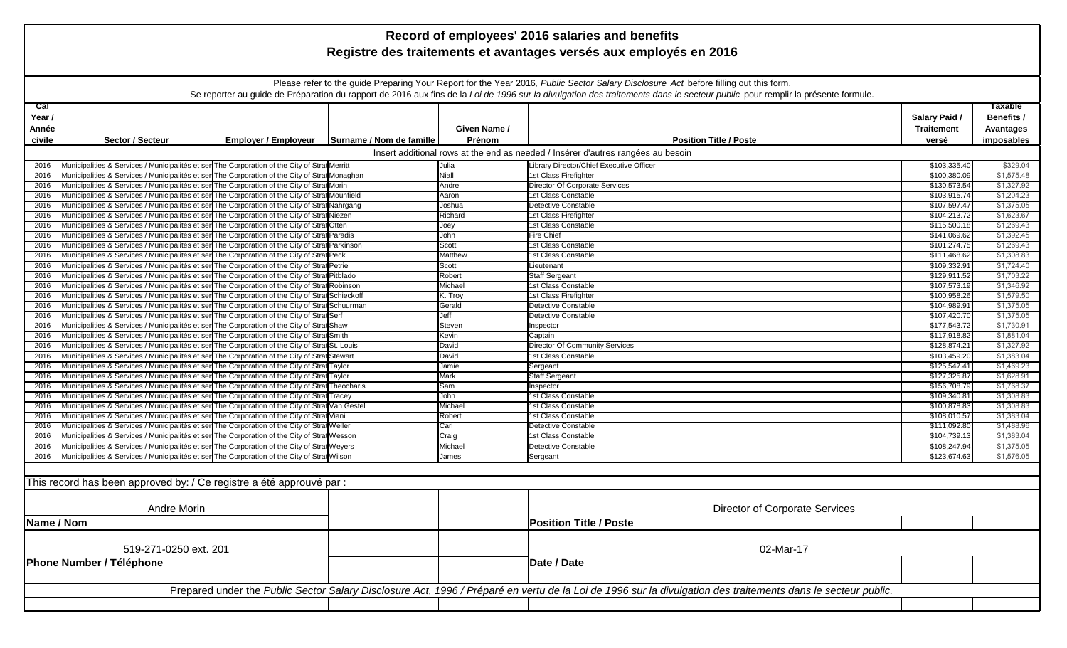# Record of employees' 2016 salaries and benefits
# Registre des traitements et avantages versés aux employés en 2016

Please refer to the guide Preparing Your Report for the Year 2016, *Public Sector Salary Disclosure Act* before filling out this form.
Se reporter au guide de Préparation du rapport de 2016 aux fins de la *Loi de 1996 sur la divulgation des traitements dans le secteur public* pour remplir la présente formule.

| Cal Year / Année civile | Sector / Secteur | Employer / Employeur | Surname / Nom de famille | Given Name / Prénom | Position Title / Poste | Salary Paid / Traitement versé | Taxable Benefits / Avantages imposables |
|---|---|---|---|---|---|---|---|
| Insert additional rows at the end as needed / Insérer d'autres rangées au besoin | | | | | | | |
| 2016 | Municipalities & Services / Municipalités et ser | The Corporation of the City of Strat | Merritt | Julia | Library Director/Chief Executive Officer | $103,335.40 | $329.04 |
| 2016 | Municipalities & Services / Municipalités et ser | The Corporation of the City of Strat | Monaghan | Niall | 1st Class Firefighter | $100,380.09 | $1,575.48 |
| 2016 | Municipalities & Services / Municipalités et ser | The Corporation of the City of Strat | Morin | Andre | Director Of Corporate Services | $130,573.54 | $1,327.92 |
| 2016 | Municipalities & Services / Municipalités et ser | The Corporation of the City of Strat | Mounfield | Aaron | 1st Class Constable | $103,915.74 | $1,204.23 |
| 2016 | Municipalities & Services / Municipalités et ser | The Corporation of the City of Strat | Nahrgang | Joshua | Detective Constable | $107,597.47 | $1,375.05 |
| 2016 | Municipalities & Services / Municipalités et ser | The Corporation of the City of Strat | Niezen | Richard | 1st Class Firefighter | $104,213.72 | $1,623.67 |
| 2016 | Municipalities & Services / Municipalités et ser | The Corporation of the City of Strat | Otten | Joey | 1st Class Constable | $115,500.18 | $1,269.43 |
| 2016 | Municipalities & Services / Municipalités et ser | The Corporation of the City of Strat | Paradis | John | Fire Chief | $141,069.62 | $1,392.45 |
| 2016 | Municipalities & Services / Municipalités et ser | The Corporation of the City of Strat | Parkinson | Scott | 1st Class Constable | $101,274.75 | $1,269.43 |
| 2016 | Municipalities & Services / Municipalités et ser | The Corporation of the City of Strat | Peck | Matthew | 1st Class Constable | $111,468.62 | $1,308.83 |
| 2016 | Municipalities & Services / Municipalités et ser | The Corporation of the City of Strat | Petrie | Scott | Lieutenant | $109,332.91 | $1,724.40 |
| 2016 | Municipalities & Services / Municipalités et ser | The Corporation of the City of Strat | Pitblado | Robert | Staff Sergeant | $129,911.52 | $1,703.22 |
| 2016 | Municipalities & Services / Municipalités et ser | The Corporation of the City of Strat | Robinson | Michael | 1st Class Constable | $107,573.19 | $1,346.92 |
| 2016 | Municipalities & Services / Municipalités et ser | The Corporation of the City of Strat | Schieckoff | K. Troy | 1st Class Firefighter | $100,958.26 | $1,579.50 |
| 2016 | Municipalities & Services / Municipalités et ser | The Corporation of the City of Strat | Schuurman | Gerald | Detective Constable | $104,989.91 | $1,375.05 |
| 2016 | Municipalities & Services / Municipalités et ser | The Corporation of the City of Strat | Serf | Jeff | Detective Constable | $107,420.70 | $1,375.05 |
| 2016 | Municipalities & Services / Municipalités et ser | The Corporation of the City of Strat | Shaw | Steven | Inspector | $177,543.72 | $1,730.91 |
| 2016 | Municipalities & Services / Municipalités et ser | The Corporation of the City of Strat | Smith | Kevin | Captain | $117,918.82 | $1,881.04 |
| 2016 | Municipalities & Services / Municipalités et ser | The Corporation of the City of Strat | St. Louis | David | Director Of Community Services | $128,874.21 | $1,327.92 |
| 2016 | Municipalities & Services / Municipalités et ser | The Corporation of the City of Strat | Stewart | David | 1st Class Constable | $103,459.20 | $1,383.04 |
| 2016 | Municipalities & Services / Municipalités et ser | The Corporation of the City of Strat | Taylor | Jamie | Sergeant | $125,547.41 | $1,469.23 |
| 2016 | Municipalities & Services / Municipalités et ser | The Corporation of the City of Strat | Taylor | Mark | Staff Sergeant | $127,325.87 | $1,628.91 |
| 2016 | Municipalities & Services / Municipalités et ser | The Corporation of the City of Strat | Theocharis | Sam | Inspector | $156,708.79 | $1,768.37 |
| 2016 | Municipalities & Services / Municipalités et ser | The Corporation of the City of Strat | Tracey | John | 1st Class Constable | $109,340.81 | $1,308.83 |
| 2016 | Municipalities & Services / Municipalités et ser | The Corporation of the City of Strat | Van Gestel | Michael | 1st Class Constable | $100,878.83 | $1,308.83 |
| 2016 | Municipalities & Services / Municipalités et ser | The Corporation of the City of Strat | Viani | Robert | 1st Class Constable | $108,010.57 | $1,383.04 |
| 2016 | Municipalities & Services / Municipalités et ser | The Corporation of the City of Strat | Weller | Carl | Detective Constable | $111,092.80 | $1,488.96 |
| 2016 | Municipalities & Services / Municipalités et ser | The Corporation of the City of Strat | Wesson | Craig | 1st Class Constable | $104,739.13 | $1,383.04 |
| 2016 | Municipalities & Services / Municipalités et ser | The Corporation of the City of Strat | Weyers | Michael | Detective Constable | $108,247.94 | $1,375.05 |
| 2016 | Municipalities & Services / Municipalités et ser | The Corporation of the City of Strat | Wilson | James | Sergeant | $123,674.63 | $1,576.05 |

This record has been approved by: / Ce registre a été approuvé par :

| | |
|---|---|
| Andre Morin | Director of Corporate Services |
| **Name / Nom** | **Position Title / Poste** |
| 519-271-0250 ext. 201 | 02-Mar-17 |
| **Phone Number / Téléphone** | **Date / Date** |

Prepared under the *Public Sector Salary Disclosure Act, 1996* / Préparé en vertu de la *Loi de 1996 sur la divulgation des traitements dans le secteur public.*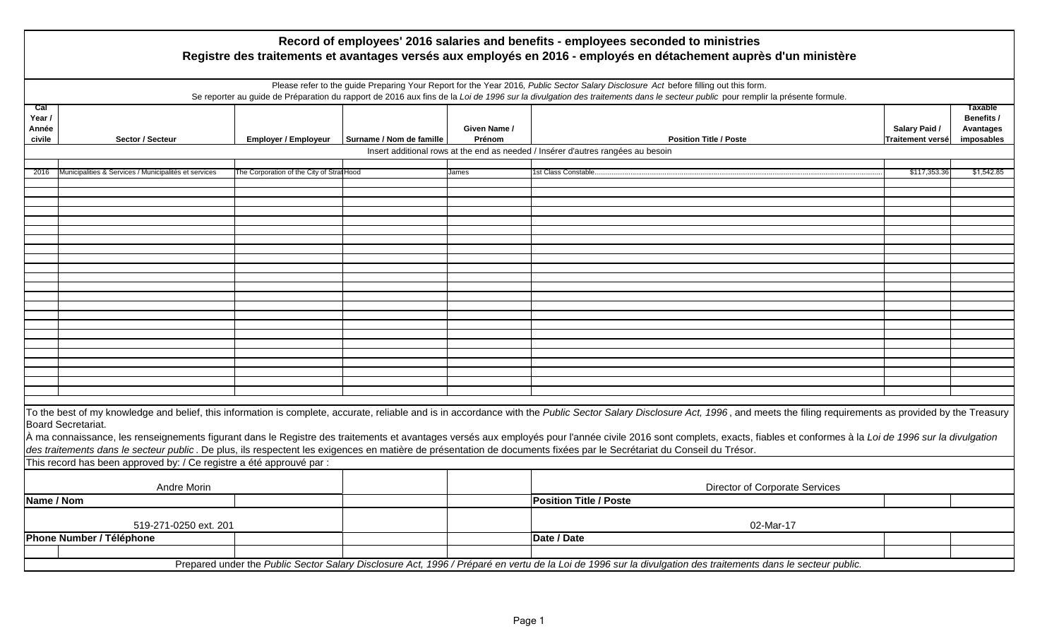# Record of employees' 2016 salaries and benefits - employees seconded to ministries
# Registre des traitements et avantages versés aux employés en 2016 - employés en détachement auprès d'un ministère

Please refer to the guide Preparing Your Report for the Year 2016, *Public Sector Salary Disclosure Act* before filling out this form.
Se reporter au guide de Préparation du rapport de 2016 aux fins de la *Loi de 1996 sur la divulgation des traitements dans le secteur public* pour remplir la présente formule.

| Cal Year / Année civile | Sector / Secteur | Employer / Employeur | Surname / Nom de famille | Given Name / Prénom | Position Title / Poste | Salary Paid / Traitement versé | Taxable Benefits / Avantages imposables |
|---|---|---|---|---|---|---|---|
| Insert additional rows at the end as needed / Insérer d'autres rangées au besoin | | | | | | | |
| 2016 | Municipalities & Services / Municipalités et services | The Corporation of the City of Strat | Hood | James | 1st Class Constable | $117,353.36 | $1,542.85 |

To the best of my knowledge and belief, this information is complete, accurate, reliable and is in accordance with the *Public Sector Salary Disclosure Act, 1996*, and meets the filing requirements as provided by the Treasury Board Secretariat.

À ma connaissance, les renseignements figurant dans le Registre des traitements et avantages versés aux employés pour l'année civile 2016 sont complets, exacts, fiables et conformes à la *Loi de 1996 sur la divulgation des traitements dans le secteur public*. De plus, ils respectent les exigences en matière de présentation de documents fixées par le Secrétariat du Conseil du Trésor.

This record has been approved by: / Ce registre a été approuvé par :

| | |
|---|---|
| Andre Morin | Director of Corporate Services |
| **Name / Nom** | **Position Title / Poste** |
| 519-271-0250 ext. 201 | 02-Mar-17 |
| **Phone Number / Téléphone** | **Date / Date** |

Prepared under the *Public Sector Salary Disclosure Act, 1996* / Préparé en vertu de la *Loi de 1996 sur la divulgation des traitements dans le secteur public.*